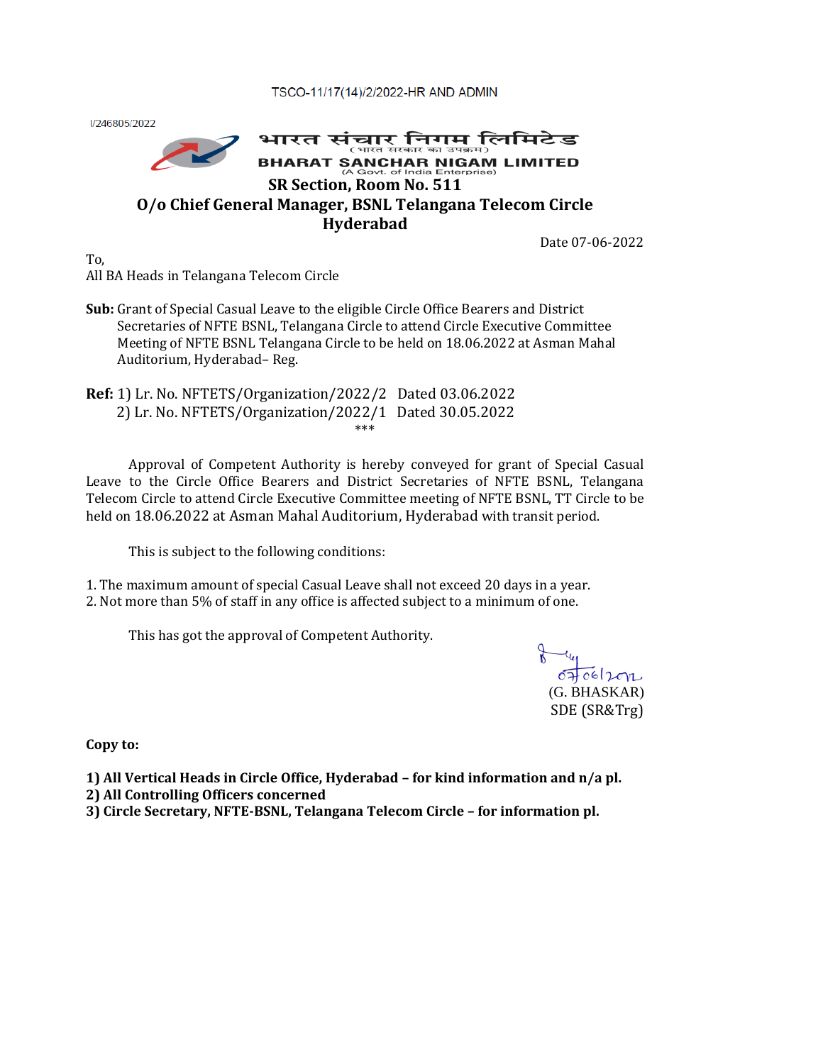TSCO-11/17(14)/2/2022-HR AND ADMIN

I/246805/2022

भारत संचार निगम लिमिटेड
(भारत सरकार का उपक्रम)
**BHARAT SANCHAR NIGAM LIMITED**
(A Govt. of India Enterprise)

**SR Section, Room No. 511**

**O/o Chief General Manager, BSNL Telangana Telecom Circle**

**Hyderabad**

Date 07-06-2022

To,
All BA Heads in Telangana Telecom Circle

**Sub:** Grant of Special Casual Leave to the eligible Circle Office Bearers and District Secretaries of NFTE BSNL, Telangana Circle to attend Circle Executive Committee Meeting of NFTE BSNL Telangana Circle to be held on 18.06.2022 at Asman Mahal Auditorium, Hyderabad– Reg.

**Ref:** 1) Lr. No. NFTETS/Organization/2022/2 Dated 03.06.2022
2) Lr. No. NFTETS/Organization/2022/1 Dated 30.05.2022

***

Approval of Competent Authority is hereby conveyed for grant of Special Casual Leave to the Circle Office Bearers and District Secretaries of NFTE BSNL, Telangana Telecom Circle to attend Circle Executive Committee meeting of NFTE BSNL, TT Circle to be held on 18.06.2022 at Asman Mahal Auditorium, Hyderabad with transit period.

This is subject to the following conditions:

1. The maximum amount of special Casual Leave shall not exceed 20 days in a year.
2. Not more than 5% of staff in any office is affected subject to a minimum of one.

This has got the approval of Competent Authority.

07/06/2022
(G. BHASKAR)
SDE (SR&Trg)

**Copy to:**

**1) All Vertical Heads in Circle Office, Hyderabad – for kind information and n/a pl.**
**2) All Controlling Officers concerned**
**3) Circle Secretary, NFTE-BSNL, Telangana Telecom Circle – for information pl.**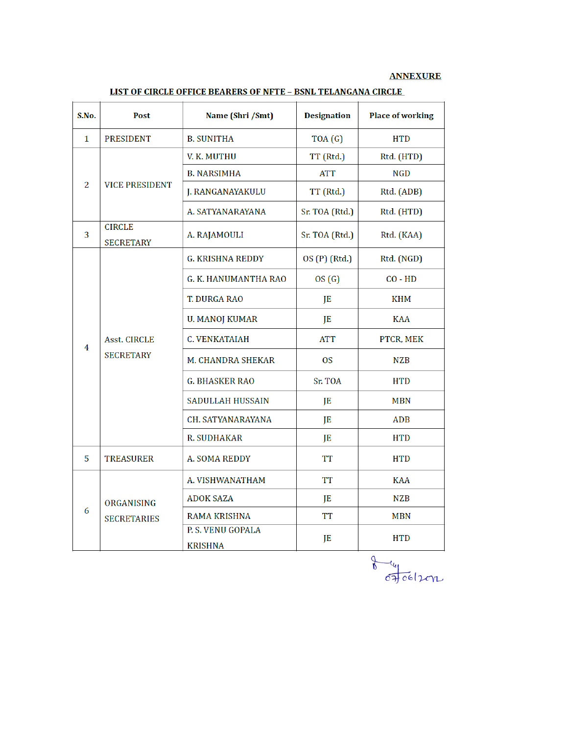**ANNEXURE**

**LIST OF CIRCLE OFFICE BEARERS OF NFTE – BSNL TELANGANA CIRCLE**

| S.No. | Post | Name (Shri /Smt) | Designation | Place of working |
|---|---|---|---|---|
| 1 | PRESIDENT | B. SUNITHA | TOA (G) | HTD |
| 2 | VICE PRESIDENT | V. K. MUTHU | TT (Rtd.) | Rtd. (HTD) |
| | | B. NARSIMHA | ATT | NGD |
| | | J. RANGANAYAKULU | TT (Rtd.) | Rtd. (ADB) |
| | | A. SATYANARAYANA | Sr. TOA (Rtd.) | Rtd. (HTD) |
| 3 | CIRCLE SECRETARY | A. RAJAMOULI | Sr. TOA (Rtd.) | Rtd. (KAA) |
| 4 | Asst. CIRCLE SECRETARY | G. KRISHNA REDDY | OS (P) (Rtd.) | Rtd. (NGD) |
| | | G. K. HANUMANTHA RAO | OS (G) | CO - HD |
| | | T. DURGA RAO | JE | KHM |
| | | U. MANOJ KUMAR | JE | KAA |
| | | C. VENKATAIAH | ATT | PTCR, MEK |
| | | M. CHANDRA SHEKAR | OS | NZB |
| | | G. BHASKER RAO | Sr. TOA | HTD |
| | | SADULLAH HUSSAIN | JE | MBN |
| | | CH. SATYANARAYANA | JE | ADB |
| | | R. SUDHAKAR | JE | HTD |
| 5 | TREASURER | A. SOMA REDDY | TT | HTD |
| 6 | ORGANISING SECRETARIES | A. VISHWANATHAM | TT | KAA |
| | | ADOK SAZA | JE | NZB |
| | | RAMA KRISHNA | TT | MBN |
| | | P. S. VENU GOPALA KRISHNA | JE | HTD |

07/06/2022